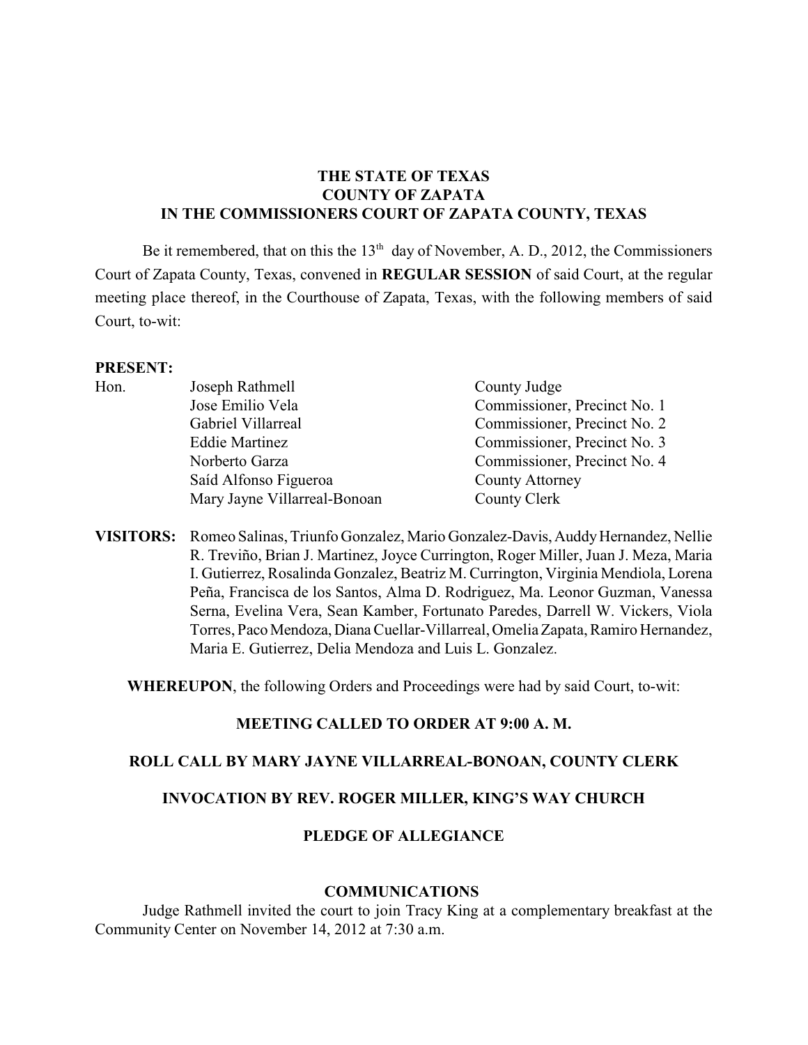**THE STATE OF TEXAS**
**COUNTY OF ZAPATA**
**IN THE COMMISSIONERS COURT OF ZAPATA COUNTY, TEXAS**

Be it remembered, that on this the 13th day of November, A. D., 2012, the Commissioners Court of Zapata County, Texas, convened in **REGULAR SESSION** of said Court, at the regular meeting place thereof, in the Courthouse of Zapata, Texas, with the following members of said Court, to-wit:

**PRESENT:**

| | | |
|---|---|---|
| Hon. | Joseph Rathmell | County Judge |
| | Jose Emilio Vela | Commissioner, Precinct No. 1 |
| | Gabriel Villarreal | Commissioner, Precinct No. 2 |
| | Eddie Martinez | Commissioner, Precinct No. 3 |
| | Norberto Garza | Commissioner, Precinct No. 4 |
| | Saíd Alfonso Figueroa | County Attorney |
| | Mary Jayne Villarreal-Bonoan | County Clerk |

**VISITORS:** Romeo Salinas, Triunfo Gonzalez, Mario Gonzalez-Davis, Auddy Hernandez, Nellie R. Treviño, Brian J. Martinez, Joyce Currington, Roger Miller, Juan J. Meza, Maria I. Gutierrez, Rosalinda Gonzalez, Beatriz M. Currington, Virginia Mendiola, Lorena Peña, Francisca de los Santos, Alma D. Rodriguez, Ma. Leonor Guzman, Vanessa Serna, Evelina Vera, Sean Kamber, Fortunato Paredes, Darrell W. Vickers, Viola Torres, Paco Mendoza, Diana Cuellar-Villarreal, Omelia Zapata, Ramiro Hernandez, Maria E. Gutierrez, Delia Mendoza and Luis L. Gonzalez.

**WHEREUPON**, the following Orders and Proceedings were had by said Court, to-wit:

**MEETING CALLED TO ORDER AT 9:00 A. M.**

**ROLL CALL BY MARY JAYNE VILLARREAL-BONOAN, COUNTY CLERK**

**INVOCATION BY REV. ROGER MILLER, KING'S WAY CHURCH**

**PLEDGE OF ALLEGIANCE**

**COMMUNICATIONS**

Judge Rathmell invited the court to join Tracy King at a complementary breakfast at the Community Center on November 14, 2012 at 7:30 a.m.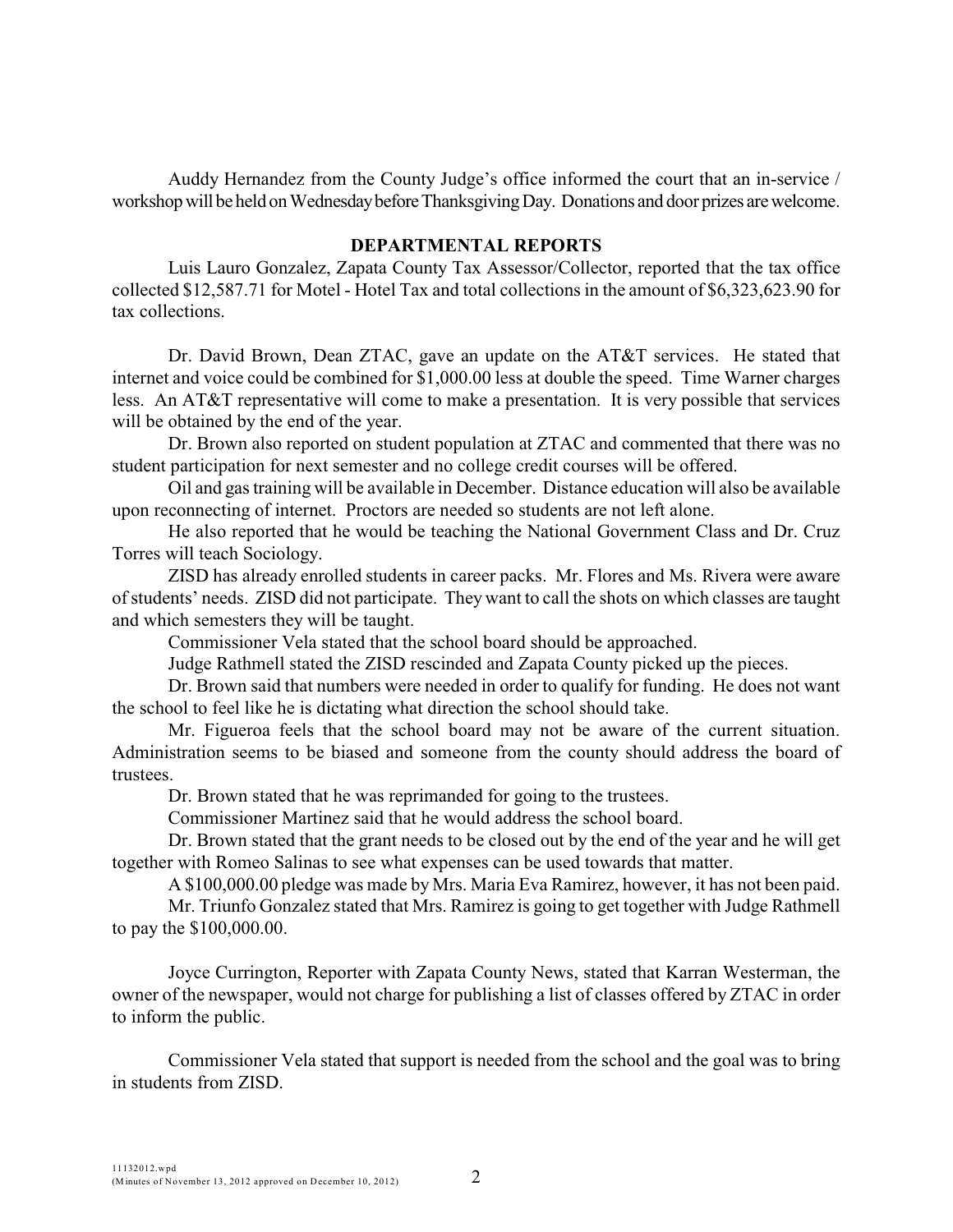Auddy Hernandez from the County Judge's office informed the court that an in-service / workshop will be held on Wednesday before Thanksgiving Day. Donations and door prizes are welcome.

## DEPARTMENTAL REPORTS

Luis Lauro Gonzalez, Zapata County Tax Assessor/Collector, reported that the tax office collected $12,587.71 for Motel - Hotel Tax and total collections in the amount of $6,323,623.90 for tax collections.

Dr. David Brown, Dean ZTAC, gave an update on the AT&T services. He stated that internet and voice could be combined for $1,000.00 less at double the speed. Time Warner charges less. An AT&T representative will come to make a presentation. It is very possible that services will be obtained by the end of the year.

Dr. Brown also reported on student population at ZTAC and commented that there was no student participation for next semester and no college credit courses will be offered.

Oil and gas training will be available in December. Distance education will also be available upon reconnecting of internet. Proctors are needed so students are not left alone.

He also reported that he would be teaching the National Government Class and Dr. Cruz Torres will teach Sociology.

ZISD has already enrolled students in career packs. Mr. Flores and Ms. Rivera were aware of students' needs. ZISD did not participate. They want to call the shots on which classes are taught and which semesters they will be taught.

Commissioner Vela stated that the school board should be approached.

Judge Rathmell stated the ZISD rescinded and Zapata County picked up the pieces.

Dr. Brown said that numbers were needed in order to qualify for funding. He does not want the school to feel like he is dictating what direction the school should take.

Mr. Figueroa feels that the school board may not be aware of the current situation. Administration seems to be biased and someone from the county should address the board of trustees.

Dr. Brown stated that he was reprimanded for going to the trustees.

Commissioner Martinez said that he would address the school board.

Dr. Brown stated that the grant needs to be closed out by the end of the year and he will get together with Romeo Salinas to see what expenses can be used towards that matter.

A $100,000.00 pledge was made by Mrs. Maria Eva Ramirez, however, it has not been paid.

Mr. Triunfo Gonzalez stated that Mrs. Ramirez is going to get together with Judge Rathmell to pay the $100,000.00.

Joyce Currington, Reporter with Zapata County News, stated that Karran Westerman, the owner of the newspaper, would not charge for publishing a list of classes offered by ZTAC in order to inform the public.

Commissioner Vela stated that support is needed from the school and the goal was to bring in students from ZISD.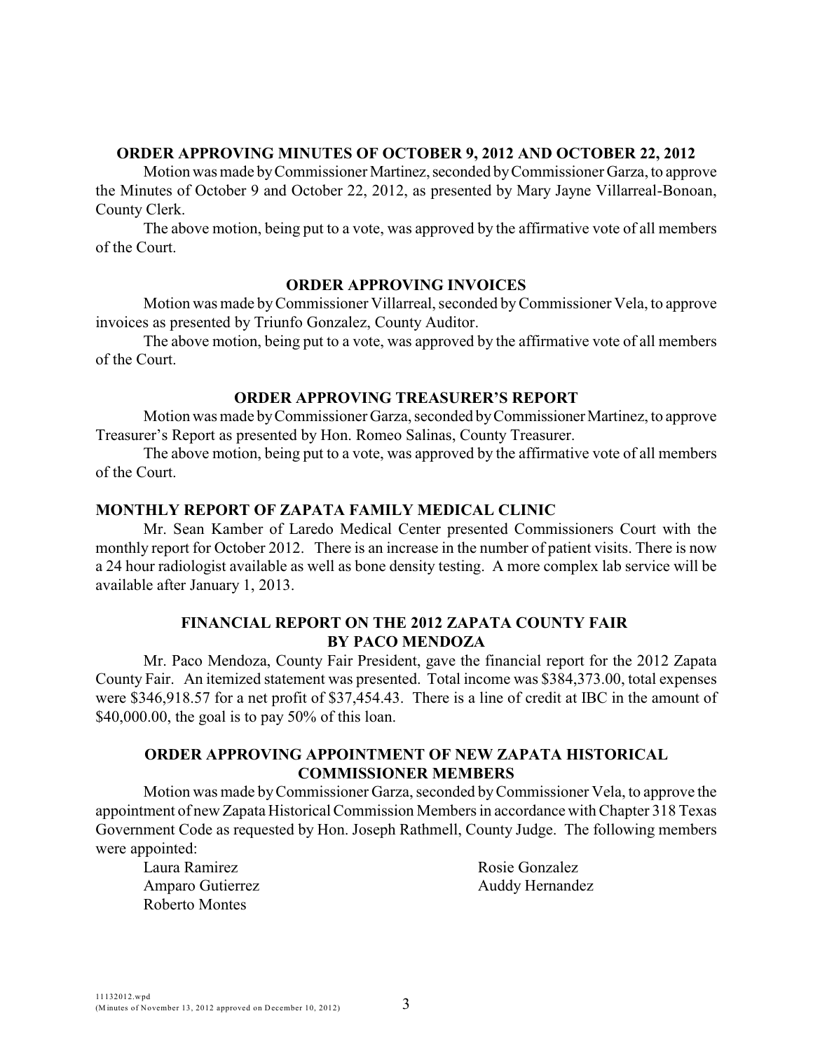### ORDER APPROVING MINUTES OF OCTOBER 9, 2012 AND OCTOBER 22, 2012

Motion was made by Commissioner Martinez, seconded by Commissioner Garza, to approve the Minutes of October 9 and October 22, 2012, as presented by Mary Jayne Villarreal-Bonoan, County Clerk.

The above motion, being put to a vote, was approved by the affirmative vote of all members of the Court.

### ORDER APPROVING INVOICES

Motion was made by Commissioner Villarreal, seconded by Commissioner Vela, to approve invoices as presented by Triunfo Gonzalez, County Auditor.

The above motion, being put to a vote, was approved by the affirmative vote of all members of the Court.

### ORDER APPROVING TREASURER'S REPORT

Motion was made by Commissioner Garza, seconded by Commissioner Martinez, to approve Treasurer's Report as presented by Hon. Romeo Salinas, County Treasurer.

The above motion, being put to a vote, was approved by the affirmative vote of all members of the Court.

### MONTHLY REPORT OF ZAPATA FAMILY MEDICAL CLINIC

Mr. Sean Kamber of Laredo Medical Center presented Commissioners Court with the monthly report for October 2012. There is an increase in the number of patient visits. There is now a 24 hour radiologist available as well as bone density testing. A more complex lab service will be available after January 1, 2013.

### FINANCIAL REPORT ON THE 2012 ZAPATA COUNTY FAIR BY PACO MENDOZA

Mr. Paco Mendoza, County Fair President, gave the financial report for the 2012 Zapata County Fair. An itemized statement was presented. Total income was $384,373.00, total expenses were $346,918.57 for a net profit of $37,454.43. There is a line of credit at IBC in the amount of $40,000.00, the goal is to pay 50% of this loan.

### ORDER APPROVING APPOINTMENT OF NEW ZAPATA HISTORICAL COMMISSIONER MEMBERS

Motion was made by Commissioner Garza, seconded by Commissioner Vela, to approve the appointment of new Zapata Historical Commission Members in accordance with Chapter 318 Texas Government Code as requested by Hon. Joseph Rathmell, County Judge. The following members were appointed:

- Laura Ramirez
- Amparo Gutierrez
- Roberto Montes
- Rosie Gonzalez
- Auddy Hernandez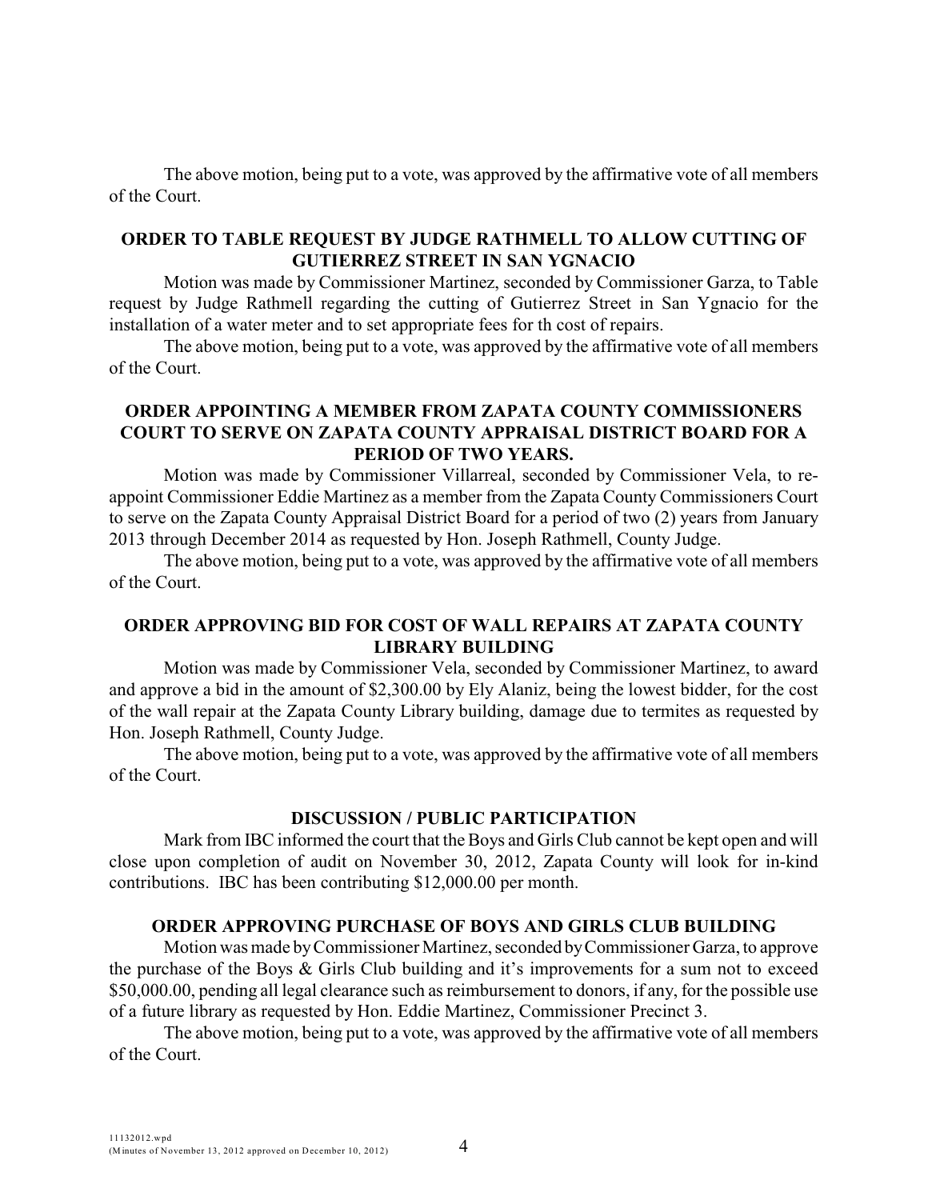The above motion, being put to a vote, was approved by the affirmative vote of all members of the Court.

**ORDER TO TABLE REQUEST BY JUDGE RATHMELL TO ALLOW CUTTING OF GUTIERREZ STREET IN SAN YGNACIO**

Motion was made by Commissioner Martinez, seconded by Commissioner Garza, to Table request by Judge Rathmell regarding the cutting of Gutierrez Street in San Ygnacio for the installation of a water meter and to set appropriate fees for th cost of repairs.

The above motion, being put to a vote, was approved by the affirmative vote of all members of the Court.

**ORDER APPOINTING A MEMBER FROM ZAPATA COUNTY COMMISSIONERS COURT TO SERVE ON ZAPATA COUNTY APPRAISAL DISTRICT BOARD FOR A PERIOD OF TWO YEARS.**

Motion was made by Commissioner Villarreal, seconded by Commissioner Vela, to re-appoint Commissioner Eddie Martinez as a member from the Zapata County Commissioners Court to serve on the Zapata County Appraisal District Board for a period of two (2) years from January 2013 through December 2014 as requested by Hon. Joseph Rathmell, County Judge.

The above motion, being put to a vote, was approved by the affirmative vote of all members of the Court.

**ORDER APPROVING BID FOR COST OF WALL REPAIRS AT ZAPATA COUNTY LIBRARY BUILDING**

Motion was made by Commissioner Vela, seconded by Commissioner Martinez, to award and approve a bid in the amount of $2,300.00 by Ely Alaniz, being the lowest bidder, for the cost of the wall repair at the Zapata County Library building, damage due to termites as requested by Hon. Joseph Rathmell, County Judge.

The above motion, being put to a vote, was approved by the affirmative vote of all members of the Court.

**DISCUSSION / PUBLIC PARTICIPATION**

Mark from IBC informed the court that the Boys and Girls Club cannot be kept open and will close upon completion of audit on November 30, 2012, Zapata County will look for in-kind contributions. IBC has been contributing $12,000.00 per month.

**ORDER APPROVING PURCHASE OF BOYS AND GIRLS CLUB BUILDING**

Motion was made by Commissioner Martinez, seconded by Commissioner Garza, to approve the purchase of the Boys & Girls Club building and it's improvements for a sum not to exceed $50,000.00, pending all legal clearance such as reimbursement to donors, if any, for the possible use of a future library as requested by Hon. Eddie Martinez, Commissioner Precinct 3.

The above motion, being put to a vote, was approved by the affirmative vote of all members of the Court.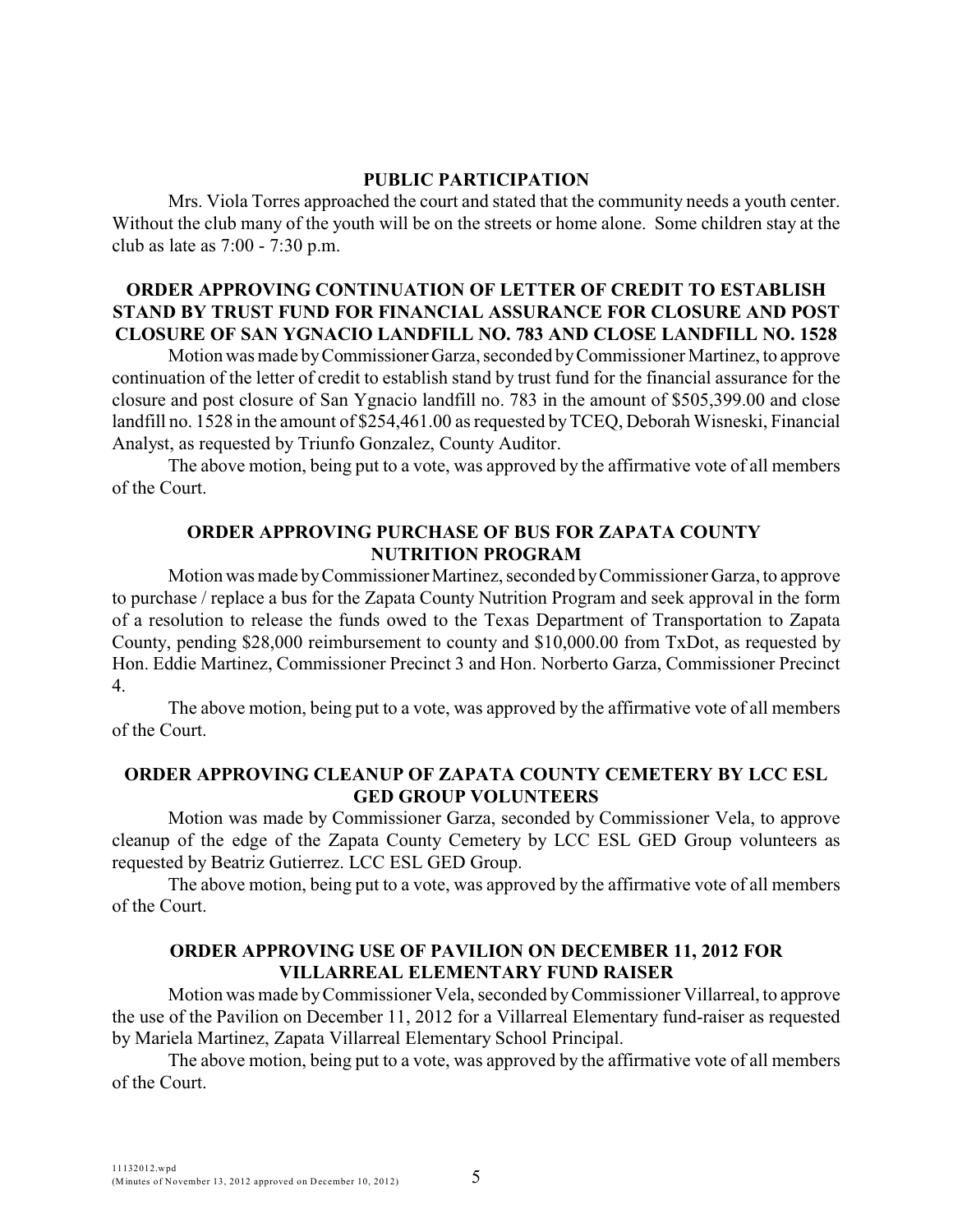**PUBLIC PARTICIPATION**

Mrs. Viola Torres approached the court and stated that the community needs a youth center. Without the club many of the youth will be on the streets or home alone. Some children stay at the club as late as 7:00 - 7:30 p.m.

**ORDER APPROVING CONTINUATION OF LETTER OF CREDIT TO ESTABLISH STAND BY TRUST FUND FOR FINANCIAL ASSURANCE FOR CLOSURE AND POST CLOSURE OF SAN YGNACIO LANDFILL NO. 783 AND CLOSE LANDFILL NO. 1528**

Motion was made by Commissioner Garza, seconded by Commissioner Martinez, to approve continuation of the letter of credit to establish stand by trust fund for the financial assurance for the closure and post closure of San Ygnacio landfill no. 783 in the amount of $505,399.00 and close landfill no. 1528 in the amount of $254,461.00 as requested by TCEQ, Deborah Wisneski, Financial Analyst, as requested by Triunfo Gonzalez, County Auditor.

The above motion, being put to a vote, was approved by the affirmative vote of all members of the Court.

**ORDER APPROVING PURCHASE OF BUS FOR ZAPATA COUNTY NUTRITION PROGRAM**

Motion was made by Commissioner Martinez, seconded by Commissioner Garza, to approve to purchase / replace a bus for the Zapata County Nutrition Program and seek approval in the form of a resolution to release the funds owed to the Texas Department of Transportation to Zapata County, pending $28,000 reimbursement to county and $10,000.00 from TxDot, as requested by Hon. Eddie Martinez, Commissioner Precinct 3 and Hon. Norberto Garza, Commissioner Precinct 4.

The above motion, being put to a vote, was approved by the affirmative vote of all members of the Court.

**ORDER APPROVING CLEANUP OF ZAPATA COUNTY CEMETERY BY LCC ESL GED GROUP VOLUNTEERS**

Motion was made by Commissioner Garza, seconded by Commissioner Vela, to approve cleanup of the edge of the Zapata County Cemetery by LCC ESL GED Group volunteers as requested by Beatriz Gutierrez. LCC ESL GED Group.

The above motion, being put to a vote, was approved by the affirmative vote of all members of the Court.

**ORDER APPROVING USE OF PAVILION ON DECEMBER 11, 2012 FOR VILLARREAL ELEMENTARY FUND RAISER**

Motion was made by Commissioner Vela, seconded by Commissioner Villarreal, to approve the use of the Pavilion on December 11, 2012 for a Villarreal Elementary fund-raiser as requested by Mariela Martinez, Zapata Villarreal Elementary School Principal.

The above motion, being put to a vote, was approved by the affirmative vote of all members of the Court.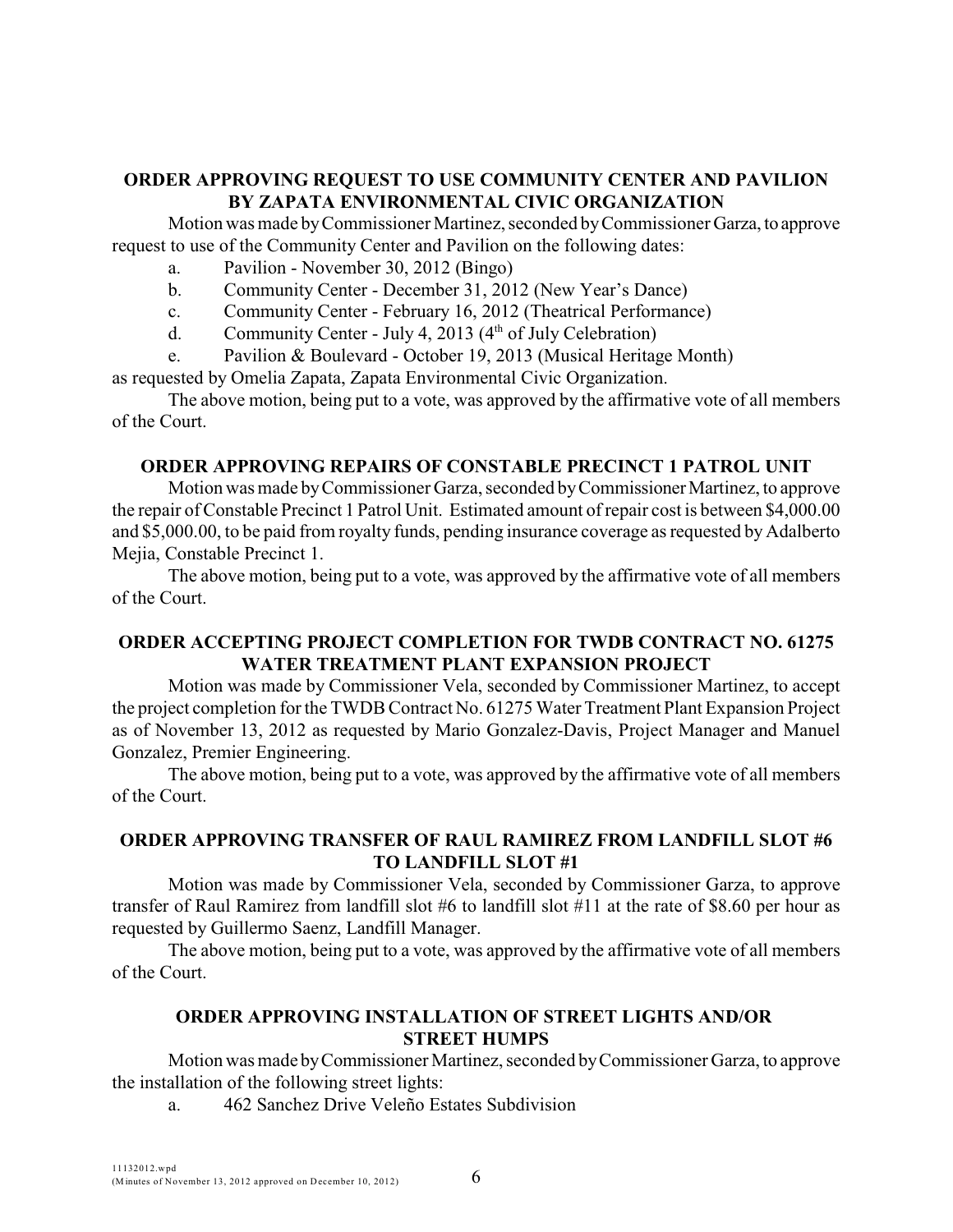**ORDER APPROVING REQUEST TO USE COMMUNITY CENTER AND PAVILION BY ZAPATA ENVIRONMENTAL CIVIC ORGANIZATION**

Motion was made by Commissioner Martinez, seconded by Commissioner Garza, to approve request to use of the Community Center and Pavilion on the following dates:

a. Pavilion - November 30, 2012 (Bingo)
b. Community Center - December 31, 2012 (New Year's Dance)
c. Community Center - February 16, 2012 (Theatrical Performance)
d. Community Center - July 4, 2013 (4th of July Celebration)
e. Pavilion & Boulevard - October 19, 2013 (Musical Heritage Month)

as requested by Omelia Zapata, Zapata Environmental Civic Organization.

The above motion, being put to a vote, was approved by the affirmative vote of all members of the Court.

**ORDER APPROVING REPAIRS OF CONSTABLE PRECINCT 1 PATROL UNIT**

Motion was made by Commissioner Garza, seconded by Commissioner Martinez, to approve the repair of Constable Precinct 1 Patrol Unit. Estimated amount of repair cost is between $4,000.00 and $5,000.00, to be paid from royalty funds, pending insurance coverage as requested by Adalberto Mejia, Constable Precinct 1.

The above motion, being put to a vote, was approved by the affirmative vote of all members of the Court.

**ORDER ACCEPTING PROJECT COMPLETION FOR TWDB CONTRACT NO. 61275 WATER TREATMENT PLANT EXPANSION PROJECT**

Motion was made by Commissioner Vela, seconded by Commissioner Martinez, to accept the project completion for the TWDB Contract No. 61275 Water Treatment Plant Expansion Project as of November 13, 2012 as requested by Mario Gonzalez-Davis, Project Manager and Manuel Gonzalez, Premier Engineering.

The above motion, being put to a vote, was approved by the affirmative vote of all members of the Court.

**ORDER APPROVING TRANSFER OF RAUL RAMIREZ FROM LANDFILL SLOT #6 TO LANDFILL SLOT #1**

Motion was made by Commissioner Vela, seconded by Commissioner Garza, to approve transfer of Raul Ramirez from landfill slot #6 to landfill slot #11 at the rate of $8.60 per hour as requested by Guillermo Saenz, Landfill Manager.

The above motion, being put to a vote, was approved by the affirmative vote of all members of the Court.

**ORDER APPROVING INSTALLATION OF STREET LIGHTS AND/OR STREET HUMPS**

Motion was made by Commissioner Martinez, seconded by Commissioner Garza, to approve the installation of the following street lights:

a. 462 Sanchez Drive Veleño Estates Subdivision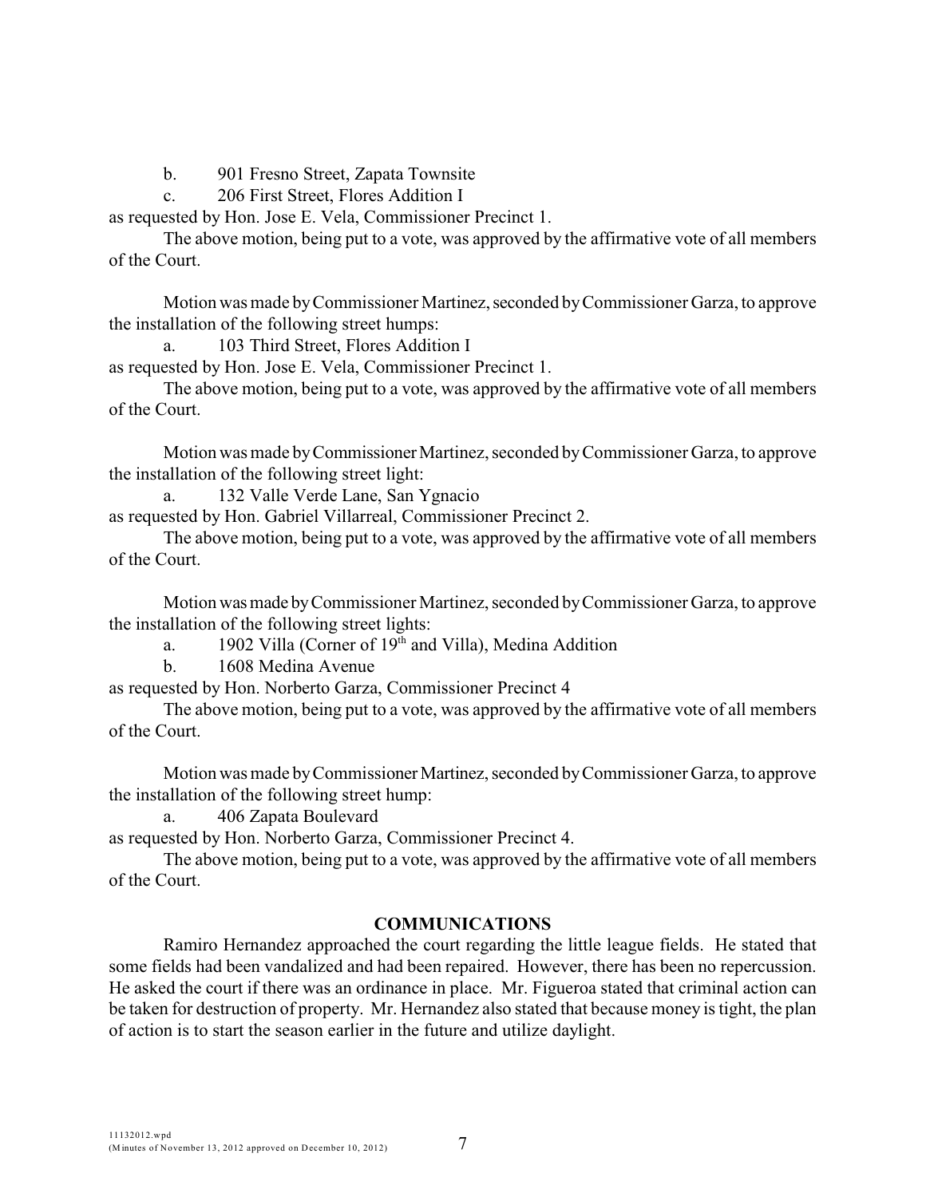b. 901 Fresno Street, Zapata Townsite

c. 206 First Street, Flores Addition I

as requested by Hon. Jose E. Vela, Commissioner Precinct 1.

The above motion, being put to a vote, was approved by the affirmative vote of all members of the Court.

Motion was made by Commissioner Martinez, seconded by Commissioner Garza, to approve the installation of the following street humps:

a. 103 Third Street, Flores Addition I

as requested by Hon. Jose E. Vela, Commissioner Precinct 1.

The above motion, being put to a vote, was approved by the affirmative vote of all members of the Court.

Motion was made by Commissioner Martinez, seconded by Commissioner Garza, to approve the installation of the following street light:

a. 132 Valle Verde Lane, San Ygnacio

as requested by Hon. Gabriel Villarreal, Commissioner Precinct 2.

The above motion, being put to a vote, was approved by the affirmative vote of all members of the Court.

Motion was made by Commissioner Martinez, seconded by Commissioner Garza, to approve the installation of the following street lights:

a. 1902 Villa (Corner of 19th and Villa), Medina Addition

b. 1608 Medina Avenue

as requested by Hon. Norberto Garza, Commissioner Precinct 4

The above motion, being put to a vote, was approved by the affirmative vote of all members of the Court.

Motion was made by Commissioner Martinez, seconded by Commissioner Garza, to approve the installation of the following street hump:

a. 406 Zapata Boulevard

as requested by Hon. Norberto Garza, Commissioner Precinct 4.

The above motion, being put to a vote, was approved by the affirmative vote of all members of the Court.

**COMMUNICATIONS**

Ramiro Hernandez approached the court regarding the little league fields. He stated that some fields had been vandalized and had been repaired. However, there has been no repercussion. He asked the court if there was an ordinance in place. Mr. Figueroa stated that criminal action can be taken for destruction of property. Mr. Hernandez also stated that because money is tight, the plan of action is to start the season earlier in the future and utilize daylight.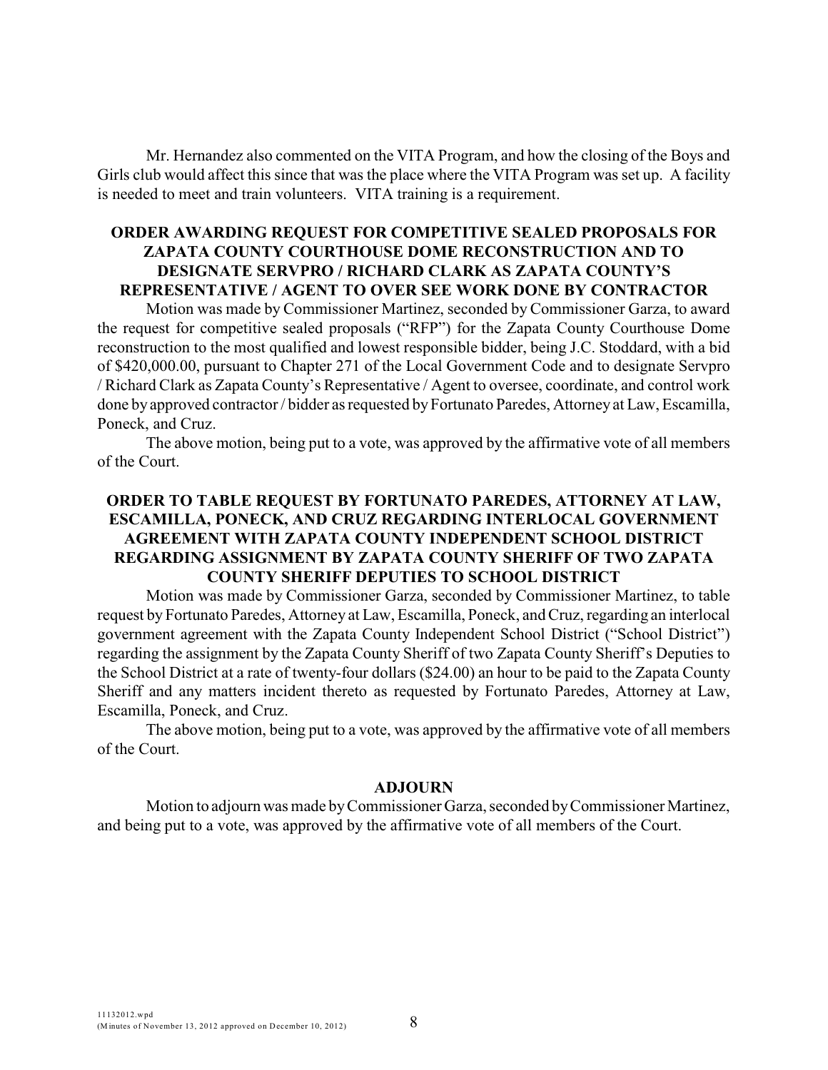Mr. Hernandez also commented on the VITA Program, and how the closing of the Boys and Girls club would affect this since that was the place where the VITA Program was set up. A facility is needed to meet and train volunteers. VITA training is a requirement.

**ORDER AWARDING REQUEST FOR COMPETITIVE SEALED PROPOSALS FOR ZAPATA COUNTY COURTHOUSE DOME RECONSTRUCTION AND TO DESIGNATE SERVPRO / RICHARD CLARK AS ZAPATA COUNTY'S REPRESENTATIVE / AGENT TO OVER SEE WORK DONE BY CONTRACTOR**

Motion was made by Commissioner Martinez, seconded by Commissioner Garza, to award the request for competitive sealed proposals ("RFP") for the Zapata County Courthouse Dome reconstruction to the most qualified and lowest responsible bidder, being J.C. Stoddard, with a bid of $420,000.00, pursuant to Chapter 271 of the Local Government Code and to designate Servpro / Richard Clark as Zapata County's Representative / Agent to oversee, coordinate, and control work done by approved contractor / bidder as requested by Fortunato Paredes, Attorney at Law, Escamilla, Poneck, and Cruz.

The above motion, being put to a vote, was approved by the affirmative vote of all members of the Court.

**ORDER TO TABLE REQUEST BY FORTUNATO PAREDES, ATTORNEY AT LAW, ESCAMILLA, PONECK, AND CRUZ REGARDING INTERLOCAL GOVERNMENT AGREEMENT WITH ZAPATA COUNTY INDEPENDENT SCHOOL DISTRICT REGARDING ASSIGNMENT BY ZAPATA COUNTY SHERIFF OF TWO ZAPATA COUNTY SHERIFF DEPUTIES TO SCHOOL DISTRICT**

Motion was made by Commissioner Garza, seconded by Commissioner Martinez, to table request by Fortunato Paredes, Attorney at Law, Escamilla, Poneck, and Cruz, regarding an interlocal government agreement with the Zapata County Independent School District ("School District") regarding the assignment by the Zapata County Sheriff of two Zapata County Sheriff's Deputies to the School District at a rate of twenty-four dollars ($24.00) an hour to be paid to the Zapata County Sheriff and any matters incident thereto as requested by Fortunato Paredes, Attorney at Law, Escamilla, Poneck, and Cruz.

The above motion, being put to a vote, was approved by the affirmative vote of all members of the Court.

**ADJOURN**

Motion to adjourn was made by Commissioner Garza, seconded by Commissioner Martinez, and being put to a vote, was approved by the affirmative vote of all members of the Court.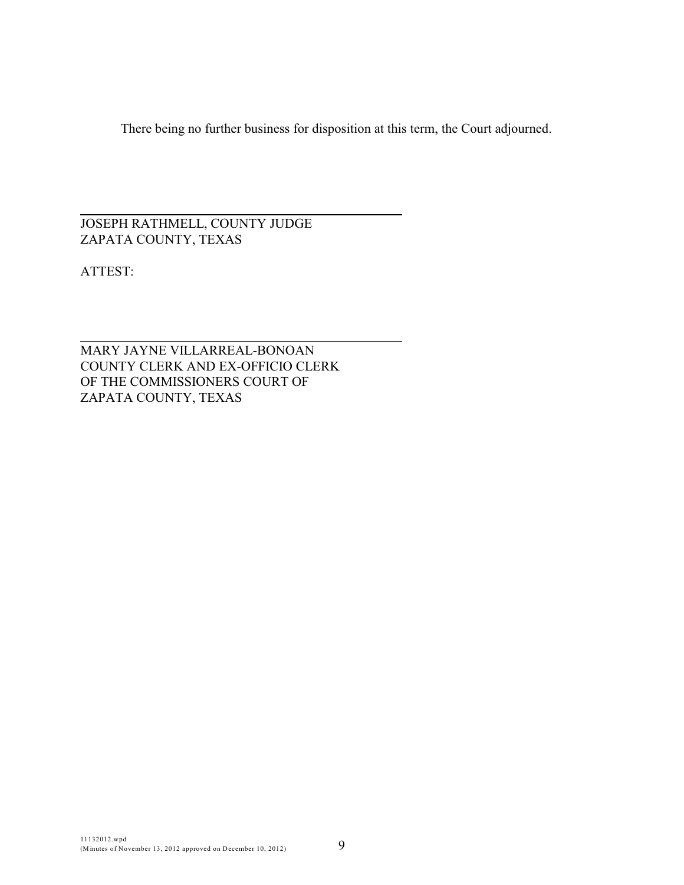There being no further business for disposition at this term, the Court adjourned.

\_\_\_\_\_\_\_\_\_\_\_\_\_\_\_\_\_\_\_\_\_\_\_\_\_\_\_\_\_\_\_\_\_\_\_\_\_\_\_\_

JOSEPH RATHMELL, COUNTY JUDGE
ZAPATA COUNTY, TEXAS

ATTEST:

\_\_\_\_\_\_\_\_\_\_\_\_\_\_\_\_\_\_\_\_\_\_\_\_\_\_\_\_\_\_\_\_\_\_\_\_\_\_\_\_

MARY JAYNE VILLARREAL-BONOAN
COUNTY CLERK AND EX-OFFICIO CLERK
OF THE COMMISSIONERS COURT OF
ZAPATA COUNTY, TEXAS

11132012.wpd
(Minutes of November 13, 2012 approved on December 10, 2012)